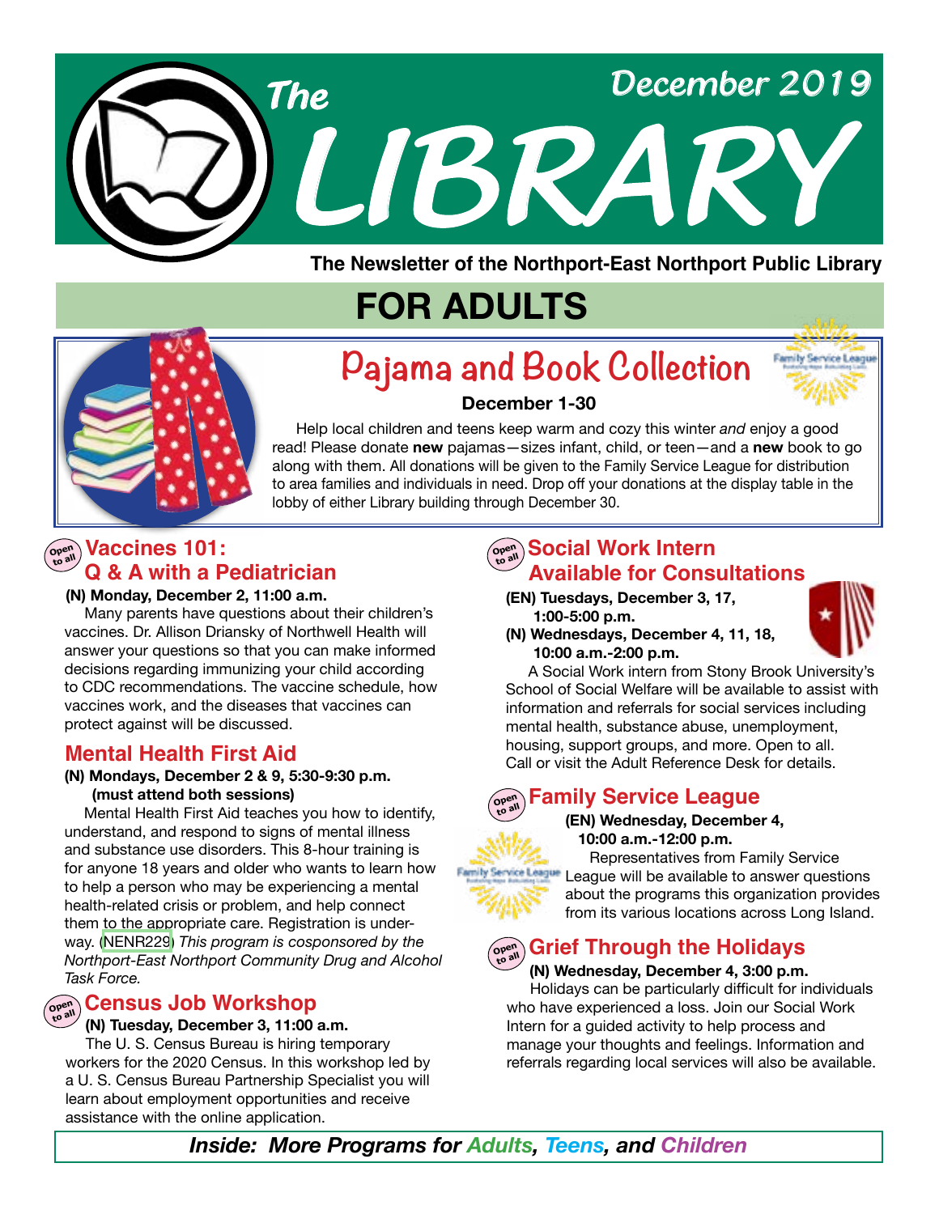# The LIBRARY

December 2019

**The Newsletter of the Northport-East Northport Public Library**

## FOR ADULTS

### Pajama and Book Collection

**December 1-30**

Help local children and teens keep warm and cozy this winter *and* enjoy a good read! Please donate **new** pajamas—sizes infant, child, or teen—and a **new** book to go along with them. All donations will be given to the Family Service League for distribution to area families and individuals in need. Drop off your donations at the display table in the lobby of either Library building through December 30.

### Vaccines 101: Q & A with a Pediatrician

Open to all

**(N) Monday, December 2, 11:00 a.m.**

Many parents have questions about their children's vaccines. Dr. Allison Driansky of Northwell Health will answer your questions so that you can make informed decisions regarding immunizing your child according to CDC recommendations. The vaccine schedule, how vaccines work, and the diseases that vaccines can protect against will be discussed.

### Mental Health First Aid

**(N) Mondays, December 2 & 9, 5:30-9:30 p.m. (must attend both sessions)**

Mental Health First Aid teaches you how to identify, understand, and respond to signs of mental illness and substance use disorders. This 8-hour training is for anyone 18 years and older who wants to learn how to help a person who may be experiencing a mental health-related crisis or problem, and help connect them to the appropriate care. Registration is underway. (NENR229) *This program is cosponsored by the Northport-East Northport Community Drug and Alcohol Task Force.*

### Census Job Workshop

Open to all

**(N) Tuesday, December 3, 11:00 a.m.**

The U. S. Census Bureau is hiring temporary workers for the 2020 Census. In this workshop led by a U. S. Census Bureau Partnership Specialist you will learn about employment opportunities and receive assistance with the online application.

### Social Work Intern Available for Consultations

Open to all

**(EN) Tuesdays, December 3, 17, 1:00-5:00 p.m.**
**(N) Wednesdays, December 4, 11, 18, 10:00 a.m.-2:00 p.m.**

A Social Work intern from Stony Brook University's School of Social Welfare will be available to assist with information and referrals for social services including mental health, substance abuse, unemployment, housing, support groups, and more. Open to all. Call or visit the Adult Reference Desk for details.

### Family Service League

Open to all

**(EN) Wednesday, December 4, 10:00 a.m.-12:00 p.m.**

Representatives from Family Service League will be available to answer questions about the programs this organization provides from its various locations across Long Island.

### Grief Through the Holidays

Open to all

**(N) Wednesday, December 4, 3:00 p.m.**

Holidays can be particularly difficult for individuals who have experienced a loss. Join our Social Work Intern for a guided activity to help process and manage your thoughts and feelings. Information and referrals regarding local services will also be available.

***Inside: More Programs for Adults, Teens, and Children***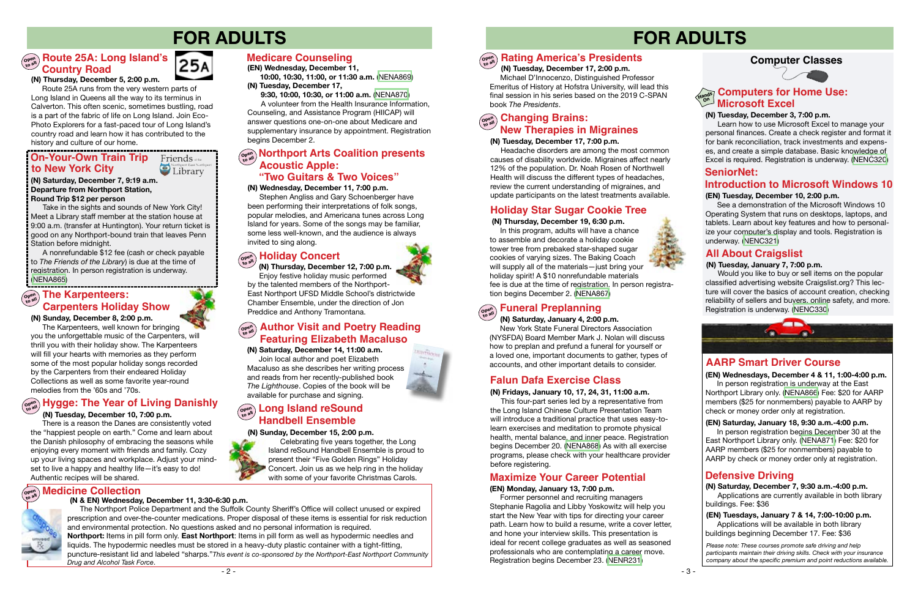# FOR ADULTS

## Route 25A: Long Island's Country Road

**(N) Thursday, December 5, 2:00 p.m.**

Route 25A runs from the very western parts of Long Island in Queens all the way to its terminus in Calverton. This often scenic, sometimes bustling, road is a part of the fabric of life on Long Island. Join Eco-Photo Explorers for a fast-paced tour of Long Island's country road and learn how it has contributed to the history and culture of our home.

## On-Your-Own Train Trip to New York City

**(N) Saturday, December 7, 9:19 a.m.**
**Departure from Northport Station,**
**Round Trip $12 per person**

Take in the sights and sounds of New York City! Meet a Library staff member at the station house at 9:00 a.m. (transfer at Huntington). Your return ticket is good on any Northport-bound train that leaves Penn Station before midnight.

A nonrefundable $12 fee (cash or check payable to *The Friends of the Library*) is due at the time of registration. In person registration is underway. (NENA865)

## The Karpenteers: Carpenters Holiday Show

**(N) Sunday, December 8, 2:00 p.m.**

The Karpenteers, well known for bringing you the unforgettable music of the Carpenters, will thrill you with their holiday show. The Karpenteers will fill your hearts with memories as they perform some of the most popular holiday songs recorded by the Carpenters from their endeared Holiday Collections as well as some favorite year-round melodies from the '60s and '70s.

## Hygge: The Year of Living Danishly

**(N) Tuesday, December 10, 7:00 p.m.**

There is a reason the Danes are consistently voted the "happiest people on earth." Come and learn about the Danish philosophy of embracing the seasons while enjoying every moment with friends and family. Cozy up your living spaces and workplace. Adjust your mindset to live a happy and healthy life—it's easy to do! Authentic recipes will be shared.

## Medicare Counseling

**(EN) Wednesday, December 11,**
**10:00, 10:30, 11:00, or 11:30 a.m.** (NENA869)
**(N) Tuesday, December 17,**
**9:30, 10:00, 10:30, or 11:00 a.m.** (NENA870)

A volunteer from the Health Insurance Information, Counseling, and Assistance Program (HIICAP) will answer questions one-on-one about Medicare and supplementary insurance by appointment. Registration begins December 2.

## Northport Arts Coalition presents Acoustic Apple: "Two Guitars & Two Voices"

**(N) Wednesday, December 11, 7:00 p.m.**

Stephen Angliss and Gary Schoenberger have been performing their interpretations of folk songs, popular melodies, and Americana tunes across Long Island for years. Some of the songs may be familiar, some less well-known, and the audience is always invited to sing along.

## Holiday Concert

**(N) Thursday, December 12, 7:00 p.m.**

Enjoy festive holiday music performed by the talented members of the Northport-East Northport UFSD Middle School's districtwide Chamber Ensemble, under the direction of Jon Preddice and Anthony Tramontana.

## Author Visit and Poetry Reading Featuring Elizabeth Macaluso

**(N) Saturday, December 14, 11:00 a.m.**

Join local author and poet Elizabeth Macaluso as she describes her writing process and reads from her recently-published book *The Lighthouse*. Copies of the book will be available for purchase and signing.

## Long Island reSound Handbell Ensemble

**(N) Sunday, December 15, 2:00 p.m.**

Celebrating five years together, the Long Island reSound Handbell Ensemble is proud to present their "Five Golden Rings" Holiday Concert. Join us as we help ring in the holiday with some of your favorite Christmas Carols.

## Medicine Collection

**(N & EN) Wednesday, December 11, 3:30-6:30 p.m.**

The Northport Police Department and the Suffolk County Sheriff's Office will collect unused or expired prescription and over-the-counter medications. Proper disposal of these items is essential for risk reduction and environmental protection. No questions asked and no personal information is required.

**Northport:** Items in pill form only. **East Northport**: Items in pill form as well as hypodermic needles and liquids. The hypodermic needles must be stored in a heavy-duty plastic container with a tight-fitting, puncture-resistant lid and labeled "sharps."*This event is co-sponsored by the Northport-East Northport Community Drug and Alcohol Task Force.*

# FOR ADULTS

## Rating America's Presidents

**(N) Tuesday, December 17, 2:00 p.m.**

Michael D'Innocenzo, Distinguished Professor Emeritus of History at Hofstra University, will lead this final session in his series based on the 2019 C-SPAN book *The Presidents*.

## Changing Brains: New Therapies in Migraines

**(N) Tuesday, December 17, 7:00 p.m.**

Headache disorders are among the most common causes of disability worldwide. Migraines affect nearly 12% of the population. Dr. Noah Rosen of Northwell Health will discuss the different types of headaches, review the current understanding of migraines, and update participants on the latest treatments available.

## Holiday Star Sugar Cookie Tree

**(N) Thursday, December 19, 6:30 p.m.**

In this program, adults will have a chance to assemble and decorate a holiday cookie tower tree from prebaked star-shaped sugar cookies of varying sizes. The Baking Coach will supply all of the materials—just bring your holiday spirit! A $10 nonrefundable materials fee is due at the time of registration. In person registration begins December 2. (NENA867)

## Funeral Preplanning

**(N) Saturday, January 4, 2:00 p.m.**

New York State Funeral Directors Association (NYSFDA) Board Member Mark J. Nolan will discuss how to preplan and prefund a funeral for yourself or a loved one, important documents to gather, types of accounts, and other important details to consider.

## Falun Dafa Exercise Class

**(N) Fridays, January 10, 17, 24, 31, 11:00 a.m.**

This four-part series led by a representative from the Long Island Chinese Culture Presentation Team will introduce a traditional practice that uses easy-to-learn exercises and meditation to promote physical health, mental balance, and inner peace. Registration begins December 20. (NENA868) As with all exercise programs, please check with your healthcare provider before registering.

## Maximize Your Career Potential

**(EN) Monday, January 13, 7:00 p.m.**

Former personnel and recruiting managers Stephanie Ragolia and Libby Yoskowitz will help you start the New Year with tips for directing your career path. Learn how to build a resume, write a cover letter, and hone your interview skills. This presentation is ideal for recent college graduates as well as seasoned professionals who are contemplating a career move. Registration begins December 23. (NENR231)

## Computer Classes

### Computers for Home Use: Microsoft Excel

**(N) Tuesday, December 3, 7:00 p.m.**

Learn how to use Microsoft Excel to manage your personal finances. Create a check register and format it for bank reconciliation, track investments and expenses, and create a simple database. Basic knowledge of Excel is required. Registration is underway. (NENC320)

### SeniorNet: Introduction to Microsoft Windows 10

**(EN) Tuesday, December 10, 2:00 p.m.**

See a demonstration of the Microsoft Windows 10 Operating System that runs on desktops, laptops, and tablets. Learn about key features and how to personalize your computer's display and tools. Registration is underway. (NENC321)

### All About Craigslist

**(N) Tuesday, January 7, 7:00 p.m.**

Would you like to buy or sell items on the popular classified advertising website Craigslist.org? This lecture will cover the basics of account creation, checking reliability of sellers and buyers, online safety, and more. Registration is underway. (NENC330)

## AARP Smart Driver Course

**(EN) Wednesdays, December 4 & 11, 1:00-4:00 p.m.**

In person registration is underway at the East Northport Library only. (NENA866) Fee: $20 for AARP members ($25 for nonmembers) payable to AARP by check or money order only at registration.

**(EN) Saturday, January 18, 9:30 a.m.-4:00 p.m.**

In person registration begins December 30 at the East Northport Library only. (NENA871) Fee: $20 for AARP members ($25 for nonmembers) payable to AARP by check or money order only at registration.

## Defensive Driving

**(N) Saturday, December 7, 9:30 a.m.-4:00 p.m.**

Applications are currently available in both library buildings. Fee: $36

**(EN) Tuesdays, January 7 & 14, 7:00-10:00 p.m.**

Applications will be available in both library buildings beginning December 17. Fee: $36

*Please note: These courses promote safe driving and help participants maintain their driving skills. Check with your insurance company about the specific premium and point reductions available.*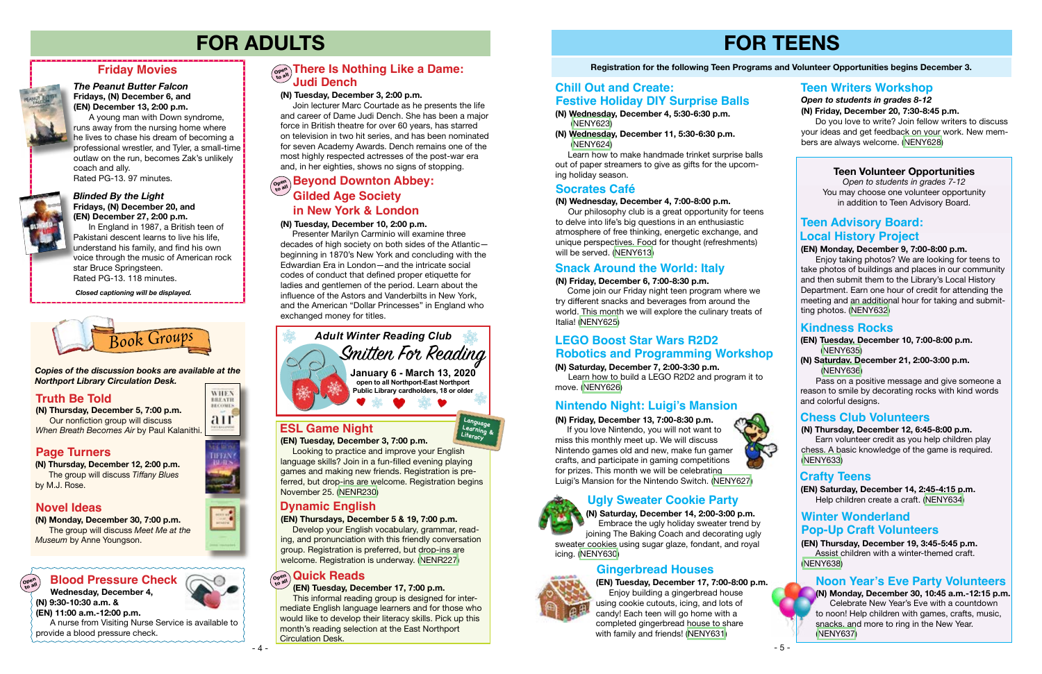# FOR ADULTS

## Friday Movies

***The Peanut Butter Falcon***
**Fridays, (N) December 6, and (EN) December 13, 2:00 p.m.**

A young man with Down syndrome, runs away from the nursing home where he lives to chase his dream of becoming a professional wrestler, and Tyler, a small-time outlaw on the run, becomes Zak's unlikely coach and ally.
Rated PG-13. 97 minutes.

***Blinded By the Light***
**Fridays, (N) December 20, and (EN) December 27, 2:00 p.m.**

In England in 1987, a British teen of Pakistani descent learns to live his life, understand his family, and find his own voice through the music of American rock star Bruce Springsteen.
Rated PG-13. 118 minutes.

*Closed captioning will be displayed.*

## Book Groups

*Copies of the discussion books are available at the Northport Library Circulation Desk.*

### Truth Be Told

**(N) Thursday, December 5, 7:00 p.m.**
Our nonfiction group will discuss *When Breath Becomes Air* by Paul Kalanithi.

### Page Turners

**(N) Thursday, December 12, 2:00 p.m.**
The group will discuss *Tiffany Blues* by M.J. Rose.

### Novel Ideas

**(N) Monday, December 30, 7:00 p.m.**
The group will discuss *Meet Me at the Museum* by Anne Youngson.

## Blood Pressure Check

Open to all

**Wednesday, December 4,**
**(N) 9:30-10:30 a.m. &**
**(EN) 11:00 a.m.-12:00 p.m.**

A nurse from Visiting Nurse Service is available to provide a blood pressure check.

## There Is Nothing Like a Dame: Judi Dench

Open to all

**(N) Tuesday, December 3, 2:00 p.m.**

Join lecturer Marc Courtade as he presents the life and career of Dame Judi Dench. She has been a major force in British theatre for over 60 years, has starred on television in two hit series, and has been nominated for seven Academy Awards. Dench remains one of the most highly respected actresses of the post-war era and, in her eighties, shows no signs of stopping.

## Beyond Downton Abbey: Gilded Age Society in New York & London

Open to all

**(N) Tuesday, December 10, 2:00 p.m.**

Presenter Marilyn Carminio will examine three decades of high society on both sides of the Atlantic—beginning in 1870's New York and concluding with the Edwardian Era in London—and the intricate social codes of conduct that defined proper etiquette for ladies and gentlemen of the period. Learn about the influence of the Astors and Vanderbilts in New York, and the American "Dollar Princesses" in England who exchanged money for titles.

***Adult Winter Reading Club***
**Smitten For Reading**
**January 6 - March 13, 2020**
**open to all Northport-East Northport Public Library cardholders, 18 or older**

## ESL Game Night

Language Learning & Literacy

**(EN) Tuesday, December 3, 7:00 p.m.**

Looking to practice and improve your English language skills? Join in a fun-filled evening playing games and making new friends. Registration is preferred, but drop-ins are welcome. Registration begins November 25. (NENR230)

## Dynamic English

**(EN) Thursdays, December 5 & 19, 7:00 p.m.**

Develop your English vocabulary, grammar, reading, and pronunciation with this friendly conversation group. Registration is preferred, but drop-ins are welcome. Registration is underway. (NENR227)

## Quick Reads

Open to all

**(EN) Tuesday, December 17, 7:00 p.m.**

This informal reading group is designed for intermediate English language learners and for those who would like to develop their literacy skills. Pick up this month's reading selection at the East Northport Circulation Desk.

# FOR TEENS

**Registration for the following Teen Programs and Volunteer Opportunities begins December 3.**

## Chill Out and Create: Festive Holiday DIY Surprise Balls

**(N) Wednesday, December 4, 5:30-6:30 p.m.** (NENY623)
**(N) Wednesday, December 11, 5:30-6:30 p.m.** (NENY624)

Learn how to make handmade trinket surprise balls out of paper streamers to give as gifts for the upcoming holiday season.

## Socrates Café

**(N) Wednesday, December 4, 7:00-8:00 p.m.**

Our philosophy club is a great opportunity for teens to delve into life's big questions in an enthusiastic atmosphere of free thinking, energetic exchange, and unique perspectives. Food for thought (refreshments) will be served. (NENY613)

## Snack Around the World: Italy

**(N) Friday, December 6, 7:00-8:30 p.m.**

Come join our Friday night teen program where we try different snacks and beverages from around the world. This month we will explore the culinary treats of Italia! (NENY625)

## LEGO Boost Star Wars R2D2 Robotics and Programming Workshop

**(N) Saturday, December 7, 2:00-3:30 p.m.**

Learn how to build a LEGO R2D2 and program it to move. (NENY626)

## Nintendo Night: Luigi's Mansion

**(N) Friday, December 13, 7:00-8:30 p.m.**

If you love Nintendo, you will not want to miss this monthly meet up. We will discuss Nintendo games old and new, make fun gamer crafts, and participate in gaming competitions for prizes. This month we will be celebrating Luigi's Mansion for the Nintendo Switch. (NENY627)

## Ugly Sweater Cookie Party

**(N) Saturday, December 14, 2:00-3:00 p.m.**

Embrace the ugly holiday sweater trend by joining The Baking Coach and decorating ugly sweater cookies using sugar glaze, fondant, and royal icing. (NENY630)

## Gingerbread Houses

**(EN) Tuesday, December 17, 7:00-8:00 p.m.**

Enjoy building a gingerbread house using cookie cutouts, icing, and lots of candy! Each teen will go home with a completed gingerbread house to share with family and friends! (NENY631)

## Teen Writers Workshop

***Open to students in grades 8-12***
**(N) Friday, December 20, 7:30-8:45 p.m.**

Do you love to write? Join fellow writers to discuss your ideas and get feedback on your work. New members are always welcome. (NENY628)

### Teen Volunteer Opportunities

*Open to students in grades 7-12*
You may choose one volunteer opportunity in addition to Teen Advisory Board.

## Teen Advisory Board: Local History Project

**(EN) Monday, December 9, 7:00-8:00 p.m.**

Enjoy taking photos? We are looking for teens to take photos of buildings and places in our community and then submit them to the Library's Local History Department. Earn one hour of credit for attending the meeting and an additional hour for taking and submitting photos. (NENY632)

## Kindness Rocks

**(EN) Tuesday, December 10, 7:00-8:00 p.m.** (NENY635)
**(N) Saturday, December 21, 2:00-3:00 p.m.** (NENY636)

Pass on a positive message and give someone a reason to smile by decorating rocks with kind words and colorful designs.

## Chess Club Volunteers

**(N) Thursday, December 12, 6:45-8:00 p.m.**

Earn volunteer credit as you help children play chess. A basic knowledge of the game is required. (NENY633)

## Crafty Teens

**(EN) Saturday, December 14, 2:45-4:15 p.m.**

Help children create a craft. (NENY634)

## Winter Wonderland Pop-Up Craft Volunteers

**(EN) Thursday, December 19, 3:45-5:45 p.m.**

Assist children with a winter-themed craft. (NENY638)

## Noon Year's Eve Party Volunteers

**(N) Monday, December 30, 10:45 a.m.-12:15 p.m.**

Celebrate New Year's Eve with a countdown to noon! Help children with games, crafts, music, snacks, and more to ring in the New Year. (NENY637)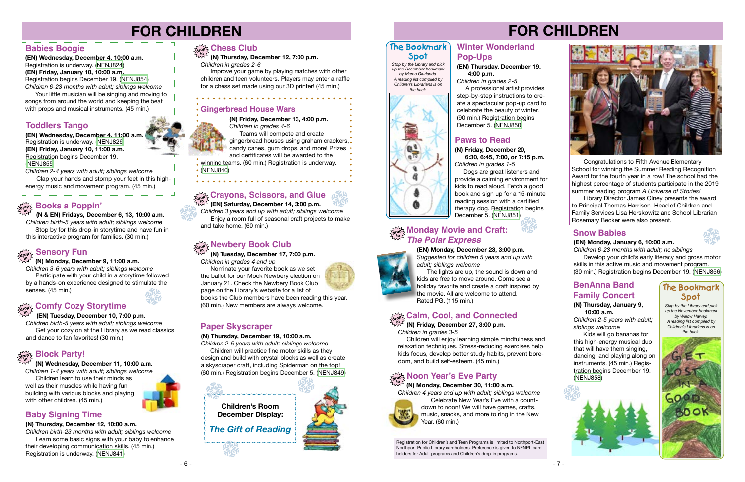# FOR CHILDREN

## Babies Boogie

**(EN) Wednesday, December 4, 10:00 a.m.**
Registration is underway. (NENJ824)
**(EN) Friday, January 10, 10:00 a.m.**
Registration begins December 19. (NENJ854)
*Children 6-23 months with adult; siblings welcome*
Your little musician will be singing and moving to songs from around the world and keeping the beat with props and musical instruments. (45 min.)

## Toddlers Tango

**(EN) Wednesday, December 4, 11:00 a.m.**
Registration is underway. (NENJ826)
**(EN) Friday, January 10, 11:00 a.m.**
Registration begins December 19. (NENJ855)
*Children 2-4 years with adult; siblings welcome*
Clap your hands and stomp your feet in this high-energy music and movement program. (45 min.)

## Books a Poppin'

drop in

**(N & EN) Fridays, December 6, 13, 10:00 a.m.**
*Children birth-5 years with adult; siblings welcome*
Stop by for this drop-in storytime and have fun in this interactive program for families. (30 min.)

## Sensory Fun

drop in

**(N) Monday, December 9, 11:00 a.m.**
*Children 3-6 years with adult; siblings welcome*
Participate with your child in a storytime followed by a hands-on experience designed to stimulate the senses. (45 min.)

## Comfy Cozy Storytime

drop in

**(EN) Tuesday, December 10, 7:00 p.m.**
*Children birth-5 years with adult; siblings welcome*
Get your cozy on at the Library as we read classics and dance to fan favorites! (30 min.)

## Block Party!

drop in

**(N) Wednesday, December 11, 10:00 a.m.**
*Children 1-4 years with adult; siblings welcome*
Children learn to use their minds as well as their muscles while having fun building with various blocks and playing with other children. (45 min.)

## Baby Signing Time

**(N) Thursday, December 12, 10:00 a.m.**
*Children birth-23 months with adult; siblings welcome*
Learn some basic signs with your baby to enhance their developing communication skills. (45 min.)
Registration is underway. (NENJ841)

## Chess Club

drop in

**(N) Thursday, December 12, 7:00 p.m.**
*Children in grades 2-6*
Improve your game by playing matches with other children and teen volunteers. Players may enter a raffle for a chess set made using our 3D printer! (45 min.)

## Gingerbread House Wars

**(N) Friday, December 13, 4:00 p.m.**
*Children in grades 4-6*
Teams will compete and create gingerbread houses using graham crackers, candy canes, gum drops, and more! Prizes and certificates will be awarded to the winning teams. (60 min.) Registration is underway. (NENJ840)

## Crayons, Scissors, and Glue

drop in

**(EN) Saturday, December 14, 3:00 p.m.**
*Children 3 years and up with adult; siblings welcome*
Enjoy a room full of seasonal craft projects to make and take home. (60 min.)

## Newbery Book Club

drop in

**(N) Tuesday, December 17, 7:00 p.m.**
*Children in grades 4 and up*
Nominate your favorite book as we set the ballot for our Mock Newbery election on January 21. Check the Newbery Book Club page on the Library's website for a list of books the Club members have been reading this year. (60 min.) New members are always welcome.

## Paper Skyscraper

**(N) Thursday, December 19, 10:00 a.m.**
*Children 2-5 years with adult; siblings welcome*
Children will practice fine motor skills as they design and build with crystal blocks as well as create a skyscraper craft, including Spiderman on the top! (60 min.) Registration begins December 5. (NENJ849)

**Children's Room December Display:**
***The Gift of Reading***

## The Bookmark Spot

*Stop by the Library and pick up the December bookmark by Marco Giurlanda. A reading list compiled by Children's Librarians is on the back.*

## Winter Wonderland Pop-Ups

**(EN) Thursday, December 19, 4:00 p.m.**
*Children in grades 2-5*
A professional artist provides step-by-step instructions to create a spectacular pop-up card to celebrate the beauty of winter. (90 min.) Registration begins December 5. (NENJ850)

## Paws to Read

**(N) Friday, December 20, 6:30, 6:45, 7:00, or 7:15 p.m.**
*Children in grades 1-5*
Dogs are great listeners and provide a calming environment for kids to read aloud. Fetch a good book and sign up for a 15-minute reading session with a certified therapy dog. Registration begins December 5. (NENJ851)

## Monday Movie and Craft: *The Polar Express*

drop in

**(EN) Monday, December 23, 3:00 p.m.**
*Suggested for children 5 years and up with adult; siblings welcome*
The lights are up, the sound is down and kids are free to move around. Come see a holiday favorite and create a craft inspired by the movie. All are welcome to attend. Rated PG. (115 min.)

## Calm, Cool, and Connected

drop in

**(N) Friday, December 27, 3:00 p.m.**
*Children in grades 3-5*
Children will enjoy learning simple mindfulness and relaxation techniques. Stress-reducing exercises help kids focus, develop better study habits, prevent boredom, and build self-esteem. (45 min.)

## Noon Year's Eve Party

drop in

**(N) Monday, December 30, 11:00 a.m.**
*Children 4 years and up with adult; siblings welcome*
Celebrate New Year's Eve with a countdown to noon! We will have games, crafts, music, snacks, and more to ring in the New Year. (60 min.)

Registration for Children's and Teen Programs is limited to Northport-East Northport Public Library cardholders. Preference is given to NENPL cardholders for Adult programs and Children's drop-in programs.

Congratulations to Fifth Avenue Elementary School for winning the Summer Reading Recognition Award for the fourth year in a row! The school had the highest percentage of students participate in the 2019 summer reading program *A Universe of Stories!*
Library Director James Olney presents the award to Principal Thomas Harrison. Head of Children and Family Services Lisa Herskowitz and School Librarian Rosemary Becker were also present.

## Snow Babies

**(EN) Monday, January 6, 10:00 a.m.**
*Children 6-23 months with adult; no siblings*
Develop your child's early literacy and gross motor skills in this active music and movement program. (30 min.) Registration begins December 19. (NENJ856)

## BenAnna Band Family Concert

**(N) Thursday, January 9, 10:00 a.m.**
*Children 2-5 years with adult; siblings welcome*
Kids will go bananas for this high-energy musical duo that will have them singing, dancing, and playing along on instruments. (45 min.) Registration begins December 19. (NENJ858)

## The Bookmark Spot

*Stop by the Library and pick up the November bookmark by Willow Harvey. A reading list compiled by Children's Librarians is on the back.*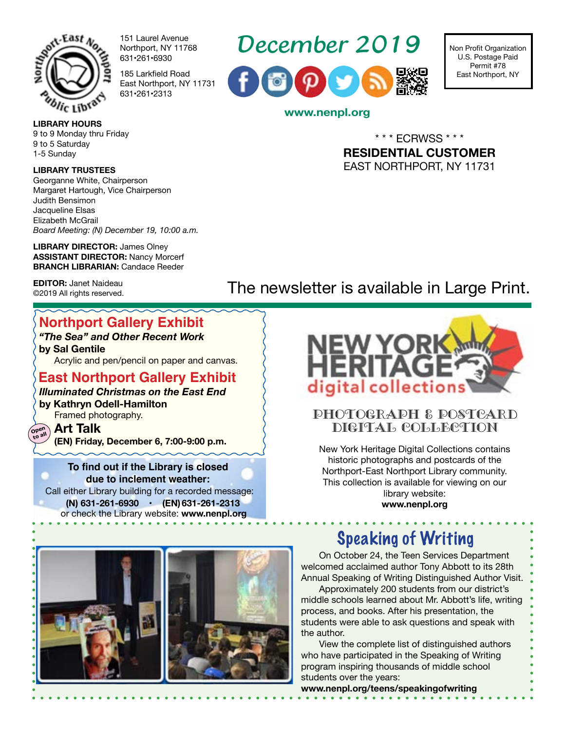151 Laurel Avenue
Northport, NY 11768
631•261•6930

185 Larkfield Road
East Northport, NY 11731
631•261•2313

# December 2019

**www.nenpl.org**

Non Profit Organization
U.S. Postage Paid
Permit #78
East Northport, NY

\* \* \* ECRWSS \* \* \*
**RESIDENTIAL CUSTOMER**
EAST NORTHPORT, NY 11731

**LIBRARY HOURS**
9 to 9 Monday thru Friday
9 to 5 Saturday
1-5 Sunday

**LIBRARY TRUSTEES**
Georganne White, Chairperson
Margaret Hartough, Vice Chairperson
Judith Bensimon
Jacqueline Elsas
Elizabeth McGrail
*Board Meeting: (N) December 19, 10:00 a.m.*

**LIBRARY DIRECTOR:** James Olney
**ASSISTANT DIRECTOR:** Nancy Morcerf
**BRANCH LIBRARIAN:** Candace Reeder

**EDITOR:** Janet Naideau
©2019 All rights reserved.

The newsletter is available in Large Print.

## Northport Gallery Exhibit

***"The Sea" and Other Recent Work***
**by Sal Gentile**
Acrylic and pen/pencil on paper and canvas.

## East Northport Gallery Exhibit

***Illuminated Christmas on the East End***
**by Kathryn Odell-Hamilton**
Framed photography.

Open to all

### Art Talk

**(EN) Friday, December 6, 7:00-9:00 p.m.**

**To find out if the Library is closed due to inclement weather:**
Call either Library building for a recorded message:
**(N) 631-261-6930 • (EN) 631-261-2313**
or check the Library website: **www.nenpl.org**

## NEW YORK HERITAGE digital collections

### PHOTOGRAPH & POSTCARD DIGITAL COLLECTION

New York Heritage Digital Collections contains historic photographs and postcards of the Northport-East Northport Library community. This collection is available for viewing on our library website:
**www.nenpl.org**

## Speaking of Writing

On October 24, the Teen Services Department welcomed acclaimed author Tony Abbott to its 28th Annual Speaking of Writing Distinguished Author Visit.

Approximately 200 students from our district's middle schools learned about Mr. Abbott's life, writing process, and books. After his presentation, the students were able to ask questions and speak with the author.

View the complete list of distinguished authors who have participated in the Speaking of Writing program inspiring thousands of middle school students over the years:
**www.nenpl.org/teens/speakingofwriting**